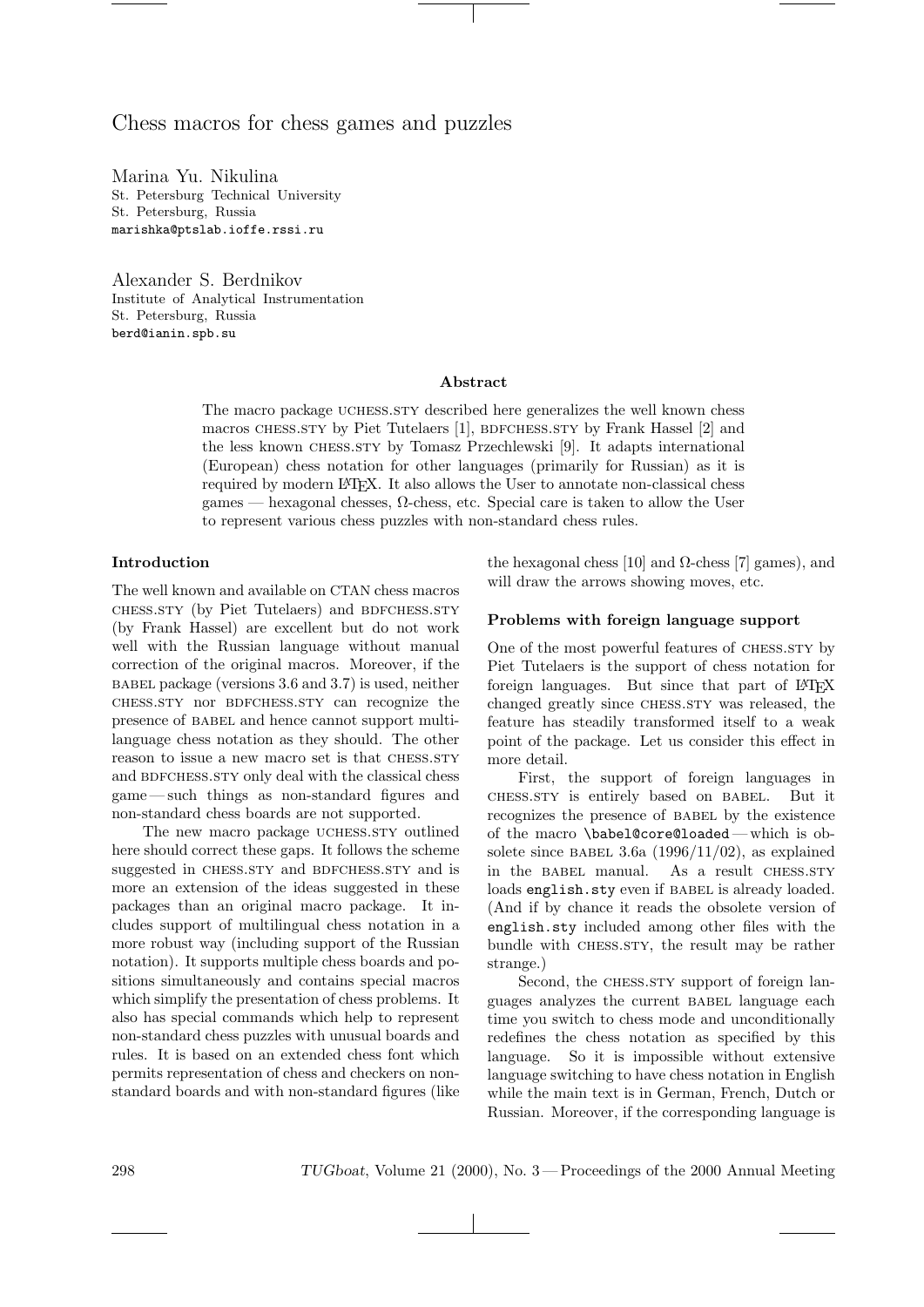# Chess macros for chess games and puzzles

Marina Yu. Nikulina
St. Petersburg Technical University
St. Petersburg, Russia
marishka@ptslab.ioffe.rssi.ru

Alexander S. Berdnikov
Institute of Analytical Instrumentation
St. Petersburg, Russia
berd@ianin.spb.su

### Abstract

The macro package UCHESS.STY described here generalizes the well known chess macros CHESS.STY by Piet Tutelaers [1], BDFCHESS.STY by Frank Hassel [2] and the less known CHESS.STY by Tomasz Przechlewski [9]. It adapts international (European) chess notation for other languages (primarily for Russian) as it is required by modern LaTeX. It also allows the User to annotate non-classical chess games — hexagonal chesses, Ω-chess, etc. Special care is taken to allow the User to represent various chess puzzles with non-standard chess rules.

## Introduction

The well known and available on CTAN chess macros CHESS.STY (by Piet Tutelaers) and BDFCHESS.STY (by Frank Hassel) are excellent but do not work well with the Russian language without manual correction of the original macros. Moreover, if the BABEL package (versions 3.6 and 3.7) is used, neither CHESS.STY nor BDFCHESS.STY can recognize the presence of BABEL and hence cannot support multilanguage chess notation as they should. The other reason to issue a new macro set is that CHESS.STY and BDFCHESS.STY only deal with the classical chess game — such things as non-standard figures and non-standard chess boards are not supported.

The new macro package UCHESS.STY outlined here should correct these gaps. It follows the scheme suggested in CHESS.STY and BDFCHESS.STY and is more an extension of the ideas suggested in these packages than an original macro package. It includes support of multilingual chess notation in a more robust way (including support of the Russian notation). It supports multiple chess boards and positions simultaneously and contains special macros which simplify the presentation of chess problems. It also has special commands which help to represent non-standard chess puzzles with unusual boards and rules. It is based on an extended chess font which permits representation of chess and checkers on non-standard boards and with non-standard figures (like the hexagonal chess [10] and Ω-chess [7] games), and will draw the arrows showing moves, etc.

## Problems with foreign language support

One of the most powerful features of CHESS.STY by Piet Tutelaers is the support of chess notation for foreign languages. But since that part of LaTeX changed greatly since CHESS.STY was released, the feature has steadily transformed itself to a weak point of the package. Let us consider this effect in more detail.

First, the support of foreign languages in CHESS.STY is entirely based on BABEL. But it recognizes the presence of BABEL by the existence of the macro `\babel@core@loaded` — which is obsolete since BABEL 3.6a (1996/11/02), as explained in the BABEL manual. As a result CHESS.STY loads `english.sty` even if BABEL is already loaded. (And if by chance it reads the obsolete version of `english.sty` included among other files with the bundle with CHESS.STY, the result may be rather strange.)

Second, the CHESS.STY support of foreign languages analyzes the current BABEL language each time you switch to chess mode and unconditionally redefines the chess notation as specified by this language. So it is impossible without extensive language switching to have chess notation in English while the main text is in German, French, Dutch or Russian. Moreover, if the corresponding language is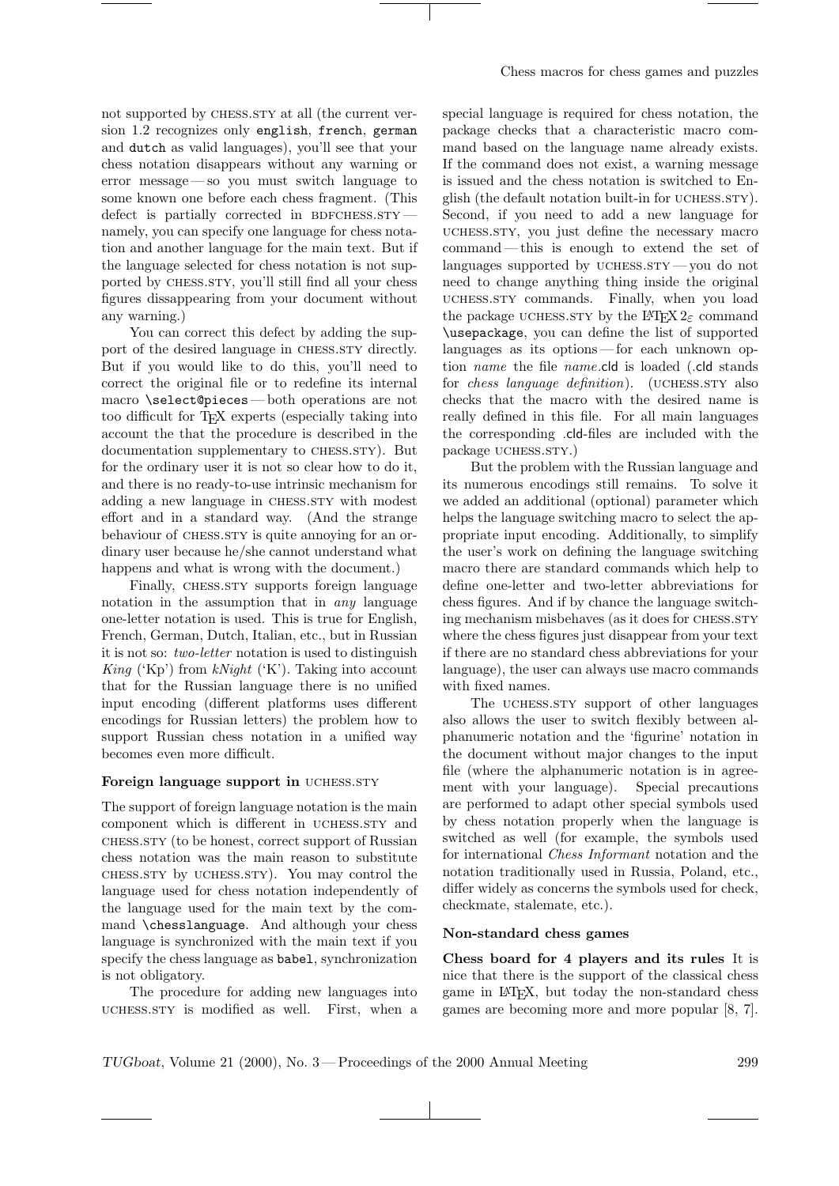not supported by CHESS.STY at all (the current version 1.2 recognizes only english, french, german and dutch as valid languages), you'll see that your chess notation disappears without any warning or error message — so you must switch language to some known one before each chess fragment. (This defect is partially corrected in BDFCHESS.STY — namely, you can specify one language for chess notation and another language for the main text. But if the language selected for chess notation is not supported by CHESS.STY, you'll still find all your chess figures dissappearing from your document without any warning.)

You can correct this defect by adding the support of the desired language in CHESS.STY directly. But if you would like to do this, you'll need to correct the original file or to redefine its internal macro \select@pieces — both operations are not too difficult for TEX experts (especially taking into account the that the procedure is described in the documentation supplementary to CHESS.STY). But for the ordinary user it is not so clear how to do it, and there is no ready-to-use intrinsic mechanism for adding a new language in CHESS.STY with modest effort and in a standard way. (And the strange behaviour of CHESS.STY is quite annoying for an ordinary user because he/she cannot understand what happens and what is wrong with the document.)

Finally, CHESS.STY supports foreign language notation in the assumption that in *any* language one-letter notation is used. This is true for English, French, German, Dutch, Italian, etc., but in Russian it is not so: *two-letter* notation is used to distinguish *King* ('Kp') from *kNight* ('K'). Taking into account that for the Russian language there is no unified input encoding (different platforms uses different encodings for Russian letters) the problem how to support Russian chess notation in a unified way becomes even more difficult.

### Foreign language support in UCHESS.STY

The support of foreign language notation is the main component which is different in UCHESS.STY and CHESS.STY (to be honest, correct support of Russian chess notation was the main reason to substitute CHESS.STY by UCHESS.STY). You may control the language used for chess notation independently of the language used for the main text by the command \chesslanguage. And although your chess language is synchronized with the main text if you specify the chess language as babel, synchronization is not obligatory.

The procedure for adding new languages into UCHESS.STY is modified as well. First, when a special language is required for chess notation, the package checks that a characteristic macro command based on the language name already exists. If the command does not exist, a warning message is issued and the chess notation is switched to English (the default notation built-in for UCHESS.STY). Second, if you need to add a new language for UCHESS.STY, you just define the necessary macro command — this is enough to extend the set of languages supported by UCHESS.STY — you do not need to change anything thing inside the original UCHESS.STY commands. Finally, when you load the package UCHESS.STY by the LATEX $2_\varepsilon$ command \usepackage, you can define the list of supported languages as its options — for each unknown option *name* the file *name*.cld is loaded (.cld stands for *chess language definition*). (UCHESS.STY also checks that the macro with the desired name is really defined in this file. For all main languages the corresponding .cld-files are included with the package UCHESS.STY.)

But the problem with the Russian language and its numerous encodings still remains. To solve it we added an additional (optional) parameter which helps the language switching macro to select the appropriate input encoding. Additionally, to simplify the user's work on defining the language switching macro there are standard commands which help to define one-letter and two-letter abbreviations for chess figures. And if by chance the language switching mechanism misbehaves (as it does for CHESS.STY where the chess figures just disappear from your text if there are no standard chess abbreviations for your language), the user can always use macro commands with fixed names.

The UCHESS.STY support of other languages also allows the user to switch flexibly between alphanumeric notation and the 'figurine' notation in the document without major changes to the input file (where the alphanumeric notation is in agreement with your language). Special precautions are performed to adapt other special symbols used by chess notation properly when the language is switched as well (for example, the symbols used for international *Chess Informant* notation and the notation traditionally used in Russia, Poland, etc., differ widely as concerns the symbols used for check, checkmate, stalemate, etc.).

### Non-standard chess games

**Chess board for 4 players and its rules** It is nice that there is the support of the classical chess game in LATEX, but today the non-standard chess games are becoming more and more popular [8, 7].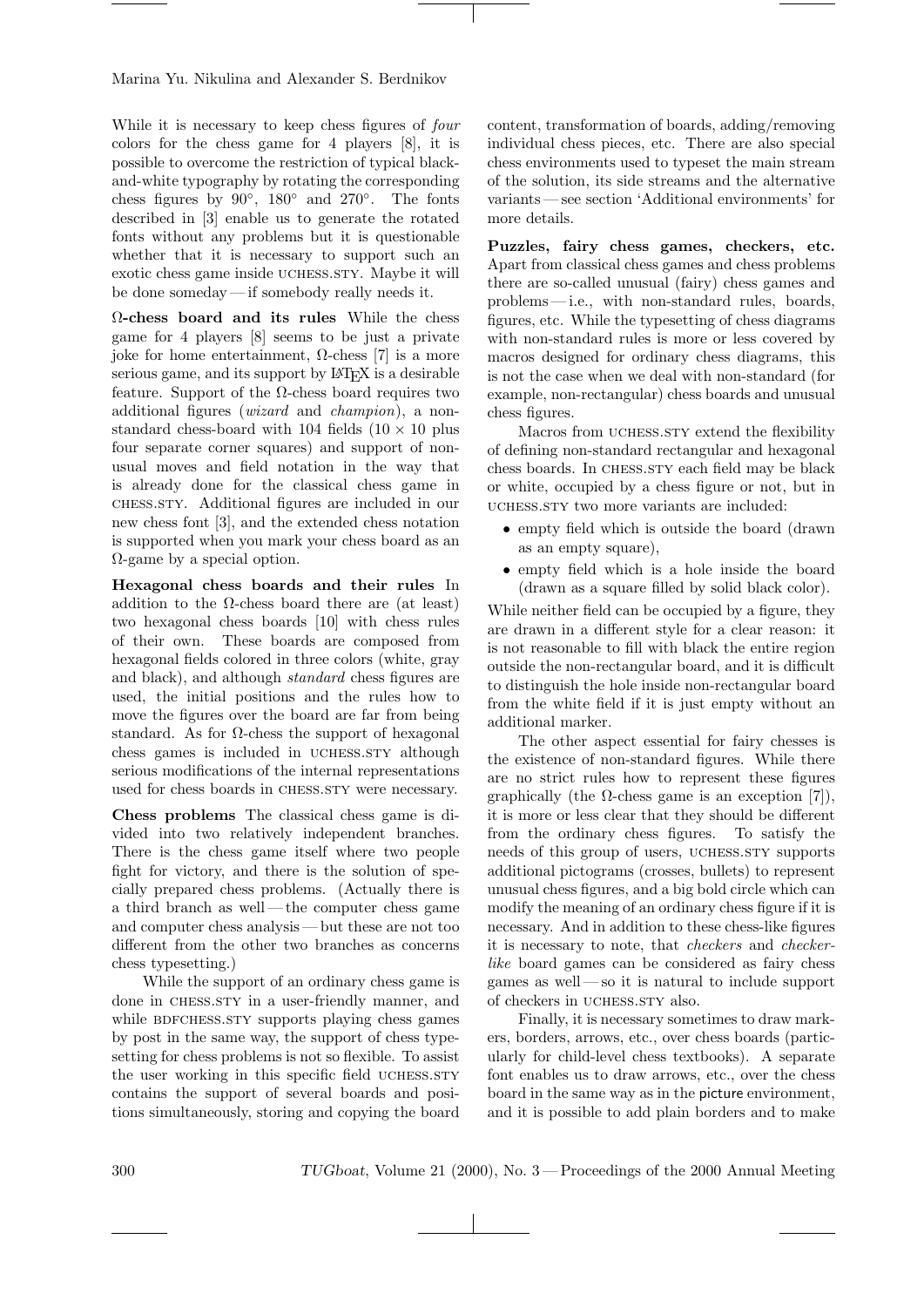While it is necessary to keep chess figures of *four* colors for the chess game for 4 players [8], it is possible to overcome the restriction of typical black-and-white typography by rotating the corresponding chess figures by 90°, 180° and 270°. The fonts described in [3] enable us to generate the rotated fonts without any problems but it is questionable whether that it is necessary to support such an exotic chess game inside UCHESS.STY. Maybe it will be done someday — if somebody really needs it.

**Ω-chess board and its rules** While the chess game for 4 players [8] seems to be just a private joke for home entertainment, Ω-chess [7] is a more serious game, and its support by LaTeX is a desirable feature. Support of the Ω-chess board requires two additional figures (*wizard* and *champion*), a non-standard chess-board with 104 fields ($10 \times 10$ plus four separate corner squares) and support of non-usual moves and field notation in the way that is already done for the classical chess game in CHESS.STY. Additional figures are included in our new chess font [3], and the extended chess notation is supported when you mark your chess board as an Ω-game by a special option.

**Hexagonal chess boards and their rules** In addition to the Ω-chess board there are (at least) two hexagonal chess boards [10] with chess rules of their own. These boards are composed from hexagonal fields colored in three colors (white, gray and black), and although *standard* chess figures are used, the initial positions and the rules how to move the figures over the board are far from being standard. As for Ω-chess the support of hexagonal chess games is included in UCHESS.STY although serious modifications of the internal representations used for chess boards in CHESS.STY were necessary.

**Chess problems** The classical chess game is divided into two relatively independent branches. There is the chess game itself where two people fight for victory, and there is the solution of specially prepared chess problems. (Actually there is a third branch as well — the computer chess game and computer chess analysis — but these are not too different from the other two branches as concerns chess typesetting.)

While the support of an ordinary chess game is done in CHESS.STY in a user-friendly manner, and while BDFCHESS.STY supports playing chess games by post in the same way, the support of chess typesetting for chess problems is not so flexible. To assist the user working in this specific field UCHESS.STY contains the support of several boards and positions simultaneously, storing and copying the board content, transformation of boards, adding/removing individual chess pieces, etc. There are also special chess environments used to typeset the main stream of the solution, its side streams and the alternative variants — see section 'Additional environments' for more details.

**Puzzles, fairy chess games, checkers, etc.** Apart from classical chess games and chess problems there are so-called unusual (fairy) chess games and problems — i.e., with non-standard rules, boards, figures, etc. While the typesetting of chess diagrams with non-standard rules is more or less covered by macros designed for ordinary chess diagrams, this is not the case when we deal with non-standard (for example, non-rectangular) chess boards and unusual chess figures.

Macros from UCHESS.STY extend the flexibility of defining non-standard rectangular and hexagonal chess boards. In CHESS.STY each field may be black or white, occupied by a chess figure or not, but in UCHESS.STY two more variants are included:

- empty field which is outside the board (drawn as an empty square),
- empty field which is a hole inside the board (drawn as a square filled by solid black color).

While neither field can be occupied by a figure, they are drawn in a different style for a clear reason: it is not reasonable to fill with black the entire region outside the non-rectangular board, and it is difficult to distinguish the hole inside non-rectangular board from the white field if it is just empty without an additional marker.

The other aspect essential for fairy chesses is the existence of non-standard figures. While there are no strict rules how to represent these figures graphically (the Ω-chess game is an exception [7]), it is more or less clear that they should be different from the ordinary chess figures. To satisfy the needs of this group of users, UCHESS.STY supports additional pictograms (crosses, bullets) to represent unusual chess figures, and a big bold circle which can modify the meaning of an ordinary chess figure if it is necessary. And in addition to these chess-like figures it is necessary to note, that *checkers* and *checker-like* board games can be considered as fairy chess games as well — so it is natural to include support of checkers in UCHESS.STY also.

Finally, it is necessary sometimes to draw markers, borders, arrows, etc., over chess boards (particularly for child-level chess textbooks). A separate font enables us to draw arrows, etc., over the chess board in the same way as in the picture environment, and it is possible to add plain borders and to make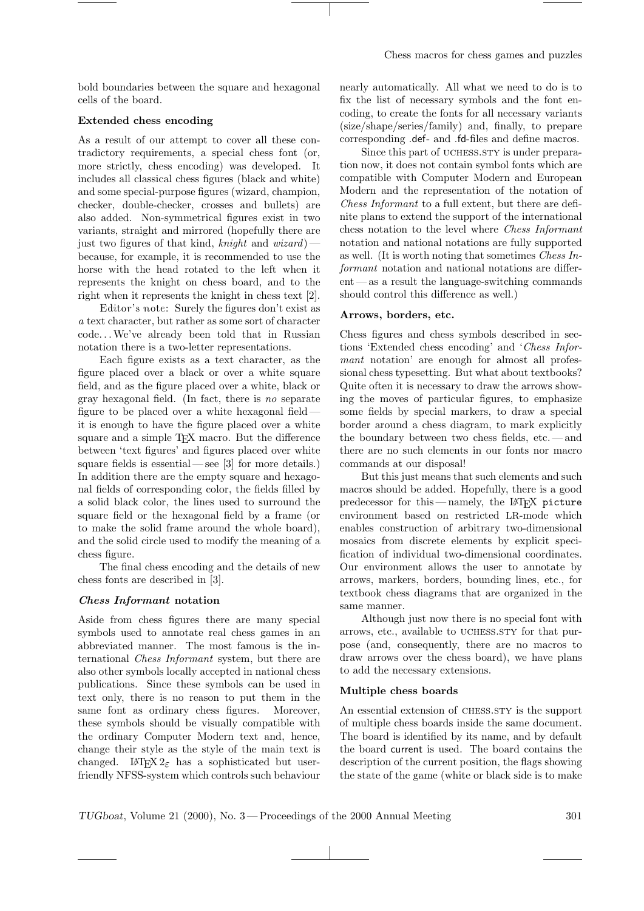bold boundaries between the square and hexagonal cells of the board.

### Extended chess encoding

As a result of our attempt to cover all these contradictory requirements, a special chess font (or, more strictly, chess encoding) was developed. It includes all classical chess figures (black and white) and some special-purpose figures (wizard, champion, checker, double-checker, crosses and bullets) are also added. Non-symmetrical figures exist in two variants, straight and mirrored (hopefully there are just two figures of that kind, *knight* and *wizard*) — because, for example, it is recommended to use the horse with the head rotated to the left when it represents the knight on chess board, and to the right when it represents the knight in chess text [2].

Editor's note: Surely the figures don't exist as *a* text character, but rather as some sort of character code... We've already been told that in Russian notation there is a two-letter representations.

Each figure exists as a text character, as the figure placed over a black or over a white square field, and as the figure placed over a white, black or gray hexagonal field. (In fact, there is *no* separate figure to be placed over a white hexagonal field — it is enough to have the figure placed over a white square and a simple TEX macro. But the difference between 'text figures' and figures placed over white square fields is essential — see [3] for more details.) In addition there are the empty square and hexagonal fields of corresponding color, the fields filled by a solid black color, the lines used to surround the square field or the hexagonal field by a frame (or to make the solid frame around the whole board), and the solid circle used to modify the meaning of a chess figure.

The final chess encoding and the details of new chess fonts are described in [3].

### *Chess Informant* notation

Aside from chess figures there are many special symbols used to annotate real chess games in an abbreviated manner. The most famous is the international *Chess Informant* system, but there are also other symbols locally accepted in national chess publications. Since these symbols can be used in text only, there is no reason to put them in the same font as ordinary chess figures. Moreover, these symbols should be visually compatible with the ordinary Computer Modern text and, hence, change their style as the style of the main text is changed. LATEX $2_\varepsilon$ has a sophisticated but user-friendly NFSS-system which controls such behaviour nearly automatically. All what we need to do is to fix the list of necessary symbols and the font encoding, to create the fonts for all necessary variants (size/shape/series/family) and, finally, to prepare corresponding .def- and .fd-files and define macros.

Since this part of UCHESS.STY is under preparation now, it does not contain symbol fonts which are compatible with Computer Modern and European Modern and the representation of the notation of *Chess Informant* to a full extent, but there are definite plans to extend the support of the international chess notation to the level where *Chess Informant* notation and national notations are fully supported as well. (It is worth noting that sometimes *Chess Informant* notation and national notations are different — as a result the language-switching commands should control this difference as well.)

### Arrows, borders, etc.

Chess figures and chess symbols described in sections 'Extended chess encoding' and '*Chess Informant* notation' are enough for almost all professional chess typesetting. But what about textbooks? Quite often it is necessary to draw the arrows showing the moves of particular figures, to emphasize some fields by special markers, to draw a special border around a chess diagram, to mark explicitly the boundary between two chess fields, etc. — and there are no such elements in our fonts nor macro commands at our disposal!

But this just means that such elements and such macros should be added. Hopefully, there is a good predecessor for this — namely, the LATEX `picture` environment based on restricted LR-mode which enables construction of arbitrary two-dimensional mosaics from discrete elements by explicit specification of individual two-dimensional coordinates. Our environment allows the user to annotate by arrows, markers, borders, bounding lines, etc., for textbook chess diagrams that are organized in the same manner.

Although just now there is no special font with arrows, etc., available to UCHESS.STY for that purpose (and, consequently, there are no macros to draw arrows over the chess board), we have plans to add the necessary extensions.

### Multiple chess boards

An essential extension of CHESS.STY is the support of multiple chess boards inside the same document. The board is identified by its name, and by default the board current is used. The board contains the description of the current position, the flags showing the state of the game (white or black side is to make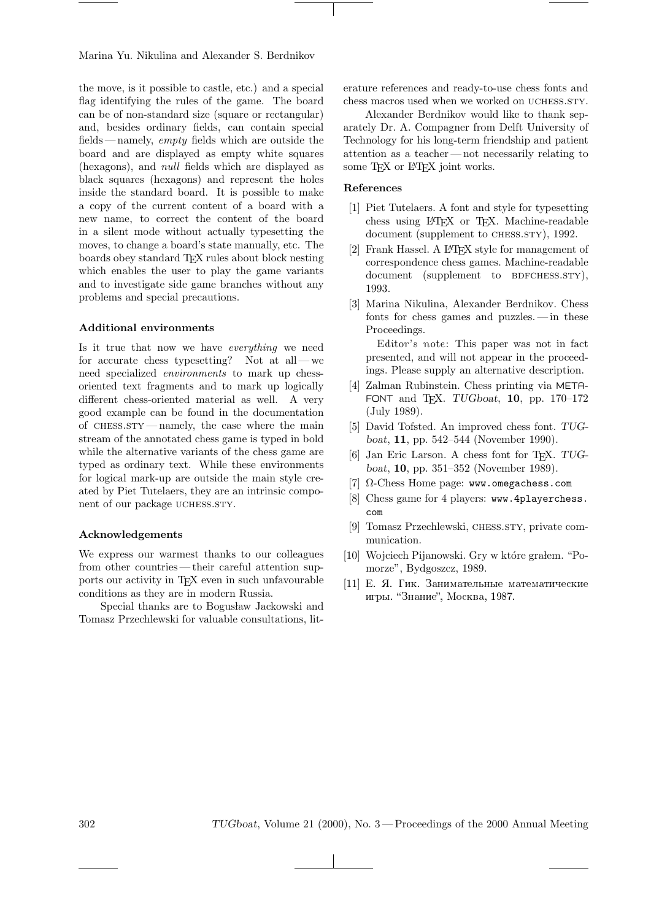the move, is it possible to castle, etc.) and a special flag identifying the rules of the game. The board can be of non-standard size (square or rectangular) and, besides ordinary fields, can contain special fields — namely, *empty* fields which are outside the board and are displayed as empty white squares (hexagons), and *null* fields which are displayed as black squares (hexagons) and represent the holes inside the standard board. It is possible to make a copy of the current content of a board with a new name, to correct the content of the board in a silent mode without actually typesetting the moves, to change a board's state manually, etc. The boards obey standard TEX rules about block nesting which enables the user to play the game variants and to investigate side game branches without any problems and special precautions.

### Additional environments

Is it true that now we have *everything* we need for accurate chess typesetting? Not at all — we need specialized *environments* to mark up chess-oriented text fragments and to mark up logically different chess-oriented material as well. A very good example can be found in the documentation of CHESS.STY — namely, the case where the main stream of the annotated chess game is typed in bold while the alternative variants of the chess game are typed as ordinary text. While these environments for logical mark-up are outside the main style created by Piet Tutelaers, they are an intrinsic component of our package UCHESS.STY.

### Acknowledgements

We express our warmest thanks to our colleagues from other countries — their careful attention supports our activity in TEX even in such unfavourable conditions as they are in modern Russia.

Special thanks are to Bogusław Jackowski and Tomasz Przechlewski for valuable consultations, literature references and ready-to-use chess fonts and chess macros used when we worked on UCHESS.STY.

Alexander Berdnikov would like to thank separately Dr. A. Compagner from Delft University of Technology for his long-term friendship and patient attention as a teacher — not necessarily relating to some TEX or LATEX joint works.

### References

[1] Piet Tutelaers. A font and style for typesetting chess using LATEX or TEX. Machine-readable document (supplement to CHESS.STY), 1992.

[2] Frank Hassel. A LATEX style for management of correspondence chess games. Machine-readable document (supplement to BDFCHESS.STY), 1993.

[3] Marina Nikulina, Alexander Berdnikov. Chess fonts for chess games and puzzles. — in these Proceedings.

Editor's note: This paper was not in fact presented, and will not appear in the proceedings. Please supply an alternative description.

[4] Zalman Rubinstein. Chess printing via METAFONT and TEX. *TUGboat*, **10**, pp. 170–172 (July 1989).

[5] David Tofsted. An improved chess font. *TUGboat*, **11**, pp. 542–544 (November 1990).

[6] Jan Eric Larson. A chess font for TEX. *TUGboat*, **10**, pp. 351–352 (November 1989).

[7] Ω-Chess Home page: www.omegachess.com

[8] Chess game for 4 players: www.4playerchess.com

[9] Tomasz Przechlewski, CHESS.STY, private communication.

[10] Wojciech Pijanowski. Gry w które grałem. "Pomorze", Bydgoszcz, 1989.

[11] Е. Я. Гик. Занимательные математические игры. "Знание", Москва, 1987.